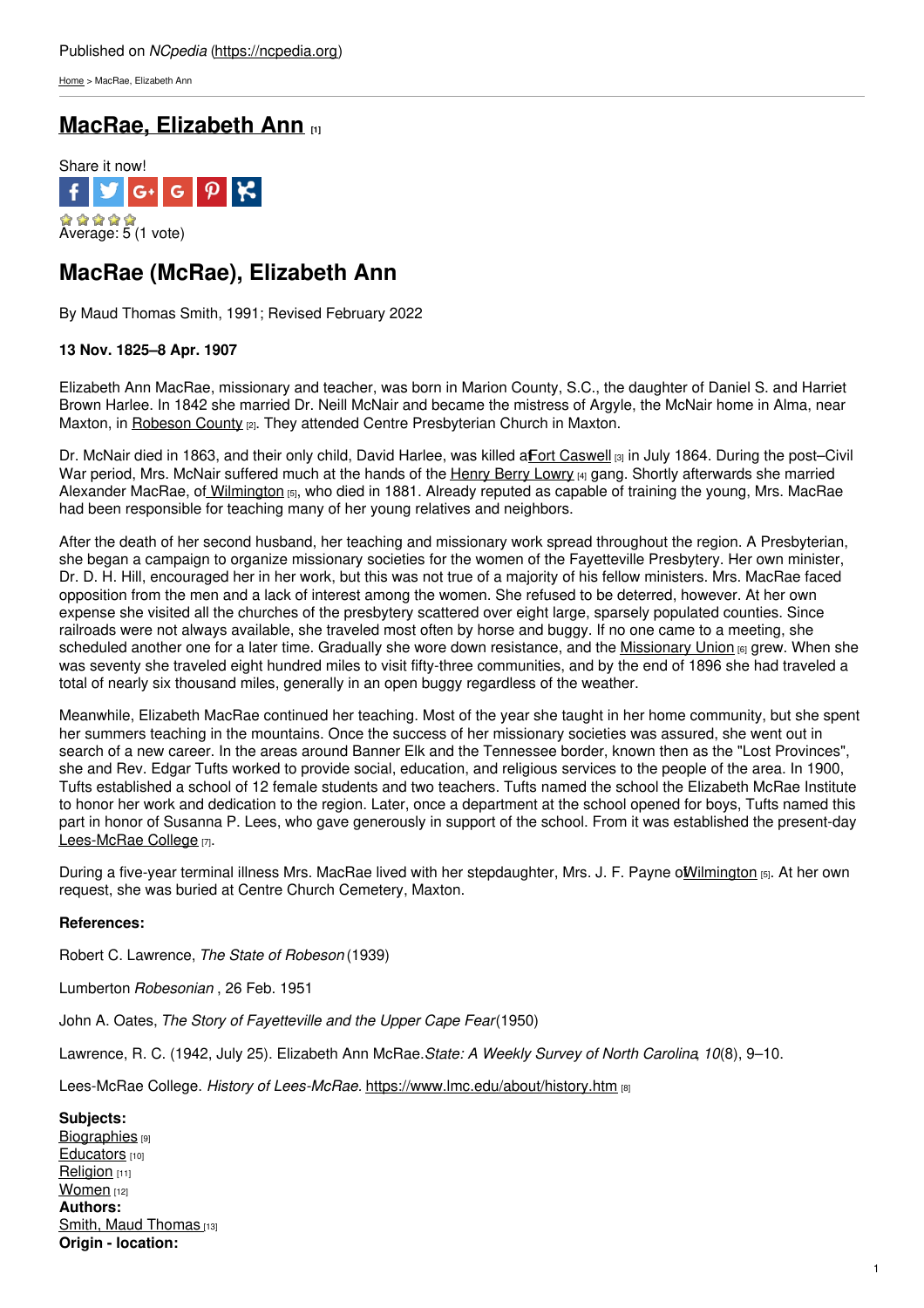Published on *NCpedia* (https://ncpedia.org)

Home > MacRae, Elizabeth Ann

# MacRae, Elizabeth Ann [1]

Share it now!

Average: 5 (1 vote)

## MacRae (McRae), Elizabeth Ann

By Maud Thomas Smith, 1991; Revised February 2022

**13 Nov. 1825–8 Apr. 1907**

Elizabeth Ann MacRae, missionary and teacher, was born in Marion County, S.C., the daughter of Daniel S. and Harriet Brown Harlee. In 1842 she married Dr. Neill McNair and became the mistress of Argyle, the McNair home in Alma, near Maxton, in Robeson County [2]. They attended Centre Presbyterian Church in Maxton.

Dr. McNair died in 1863, and their only child, David Harlee, was killed at Fort Caswell [3] in July 1864. During the post–Civil War period, Mrs. McNair suffered much at the hands of the Henry Berry Lowry [4] gang. Shortly afterwards she married Alexander MacRae, of Wilmington [5], who died in 1881. Already reputed as capable of training the young, Mrs. MacRae had been responsible for teaching many of her young relatives and neighbors.

After the death of her second husband, her teaching and missionary work spread throughout the region. A Presbyterian, she began a campaign to organize missionary societies for the women of the Fayetteville Presbytery. Her own minister, Dr. D. H. Hill, encouraged her in her work, but this was not true of a majority of his fellow ministers. Mrs. MacRae faced opposition from the men and a lack of interest among the women. She refused to be deterred, however. At her own expense she visited all the churches of the presbytery scattered over eight large, sparsely populated counties. Since railroads were not always available, she traveled most often by horse and buggy. If no one came to a meeting, she scheduled another one for a later time. Gradually she wore down resistance, and the Missionary Union [6] grew. When she was seventy she traveled eight hundred miles to visit fifty-three communities, and by the end of 1896 she had traveled a total of nearly six thousand miles, generally in an open buggy regardless of the weather.

Meanwhile, Elizabeth MacRae continued her teaching. Most of the year she taught in her home community, but she spent her summers teaching in the mountains. Once the success of her missionary societies was assured, she went out in search of a new career. In the areas around Banner Elk and the Tennessee border, known then as the "Lost Provinces", she and Rev. Edgar Tufts worked to provide social, education, and religious services to the people of the area. In 1900, Tufts established a school of 12 female students and two teachers. Tufts named the school the Elizabeth McRae Institute to honor her work and dedication to the region. Later, once a department at the school opened for boys, Tufts named this part in honor of Susanna P. Lees, who gave generously in support of the school. From it was established the present-day Lees-McRae College [7].

During a five-year terminal illness Mrs. MacRae lived with her stepdaughter, Mrs. J. F. Payne of Wilmington [5]. At her own request, she was buried at Centre Church Cemetery, Maxton.

**References:**

Robert C. Lawrence, *The State of Robeson* (1939)

Lumberton *Robesonian* , 26 Feb. 1951

John A. Oates, *The Story of Fayetteville and the Upper Cape Fear* (1950)

Lawrence, R. C. (1942, July 25). Elizabeth Ann McRae. *State: A Weekly Survey of North Carolina*, *10*(8), 9–10.

Lees-McRae College. *History of Lees-McRae*. https://www.lmc.edu/about/history.htm [8]

**Subjects:**
Biographies [9]
Educators [10]
Religion [11]
Women [12]
**Authors:**
Smith, Maud Thomas [13]
**Origin - location:**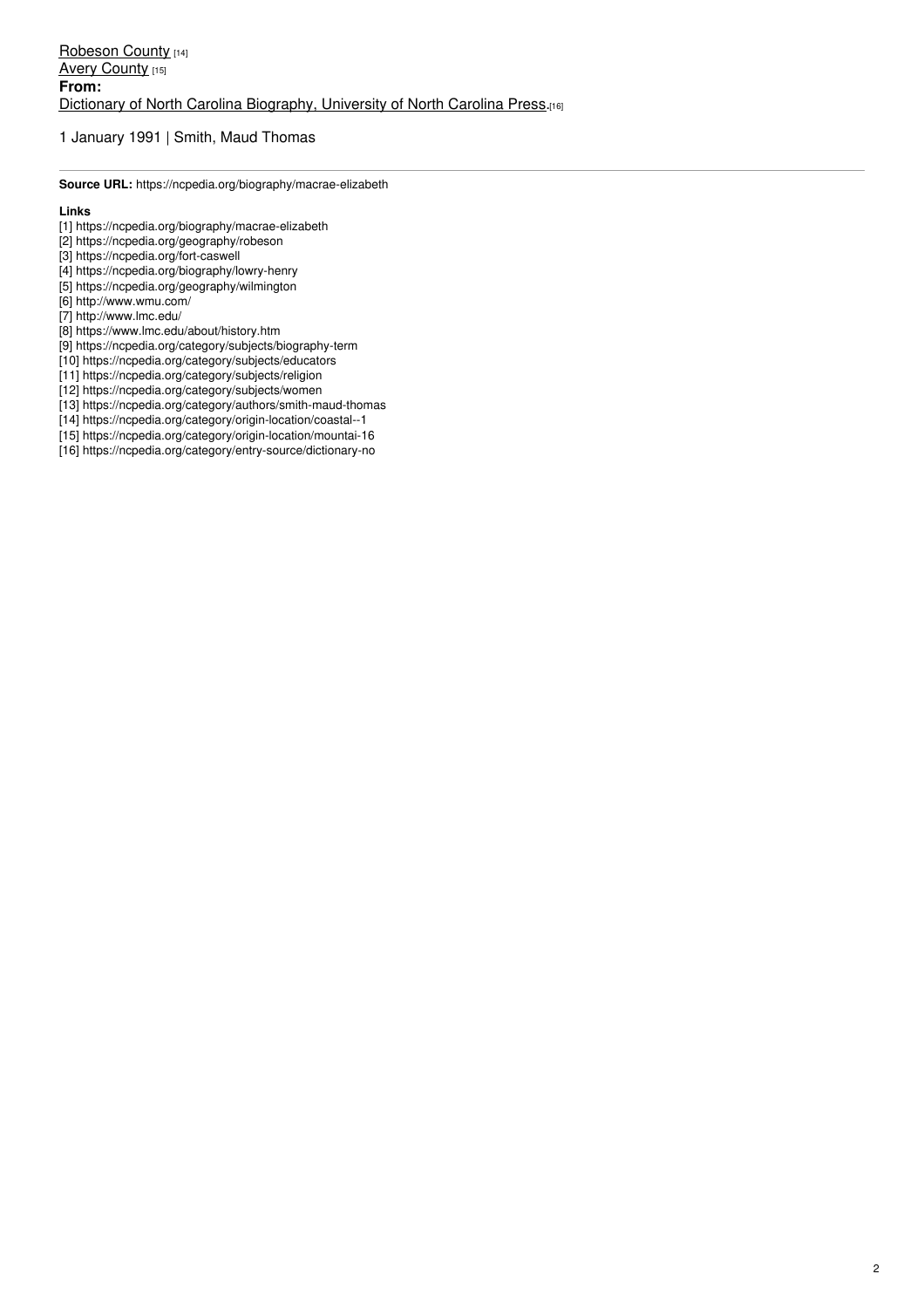Robeson County [14]
Avery County [15]

**From:**

Dictionary of North Carolina Biography, University of North Carolina Press.[16]

1 January 1991 | Smith, Maud Thomas

---

**Source URL:** https://ncpedia.org/biography/macrae-elizabeth

**Links**

[1] https://ncpedia.org/biography/macrae-elizabeth
[2] https://ncpedia.org/geography/robeson
[3] https://ncpedia.org/fort-caswell
[4] https://ncpedia.org/biography/lowry-henry
[5] https://ncpedia.org/geography/wilmington
[6] http://www.wmu.com/
[7] http://www.lmc.edu/
[8] https://www.lmc.edu/about/history.htm
[9] https://ncpedia.org/category/subjects/biography-term
[10] https://ncpedia.org/category/subjects/educators
[11] https://ncpedia.org/category/subjects/religion
[12] https://ncpedia.org/category/subjects/women
[13] https://ncpedia.org/category/authors/smith-maud-thomas
[14] https://ncpedia.org/category/origin-location/coastal--1
[15] https://ncpedia.org/category/origin-location/mountai-16
[16] https://ncpedia.org/category/entry-source/dictionary-no